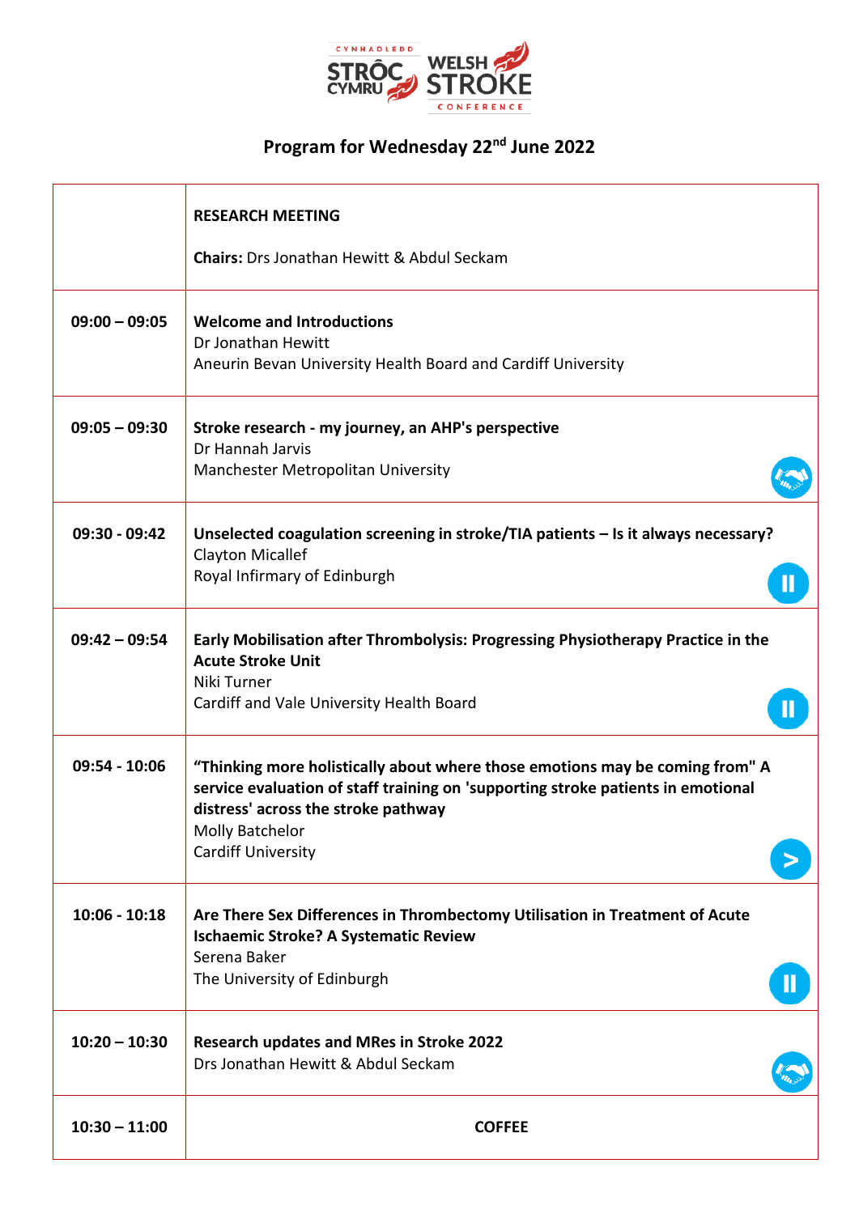# Program for Wednesday 22nd June 2022

| | |
|---|---|
| | **RESEARCH MEETING**<br><br>**Chairs:** Drs Jonathan Hewitt & Abdul Seckam |
| **09:00 – 09:05** | **Welcome and Introductions**<br>Dr Jonathan Hewitt<br>Aneurin Bevan University Health Board and Cardiff University |
| **09:05 – 09:30** | **Stroke research - my journey, an AHP's perspective**<br>Dr Hannah Jarvis<br>Manchester Metropolitan University |
| **09:30 - 09:42** | **Unselected coagulation screening in stroke/TIA patients – Is it always necessary?**<br>Clayton Micallef<br>Royal Infirmary of Edinburgh |
| **09:42 – 09:54** | **Early Mobilisation after Thrombolysis: Progressing Physiotherapy Practice in the Acute Stroke Unit**<br>Niki Turner<br>Cardiff and Vale University Health Board |
| **09:54 - 10:06** | **"Thinking more holistically about where those emotions may be coming from" A service evaluation of staff training on 'supporting stroke patients in emotional distress' across the stroke pathway**<br>Molly Batchelor<br>Cardiff University |
| **10:06 - 10:18** | **Are There Sex Differences in Thrombectomy Utilisation in Treatment of Acute Ischaemic Stroke? A Systematic Review**<br>Serena Baker<br>The University of Edinburgh |
| **10:20 – 10:30** | **Research updates and MRes in Stroke 2022**<br>Drs Jonathan Hewitt & Abdul Seckam |
| **10:30 – 11:00** | **COFFEE** |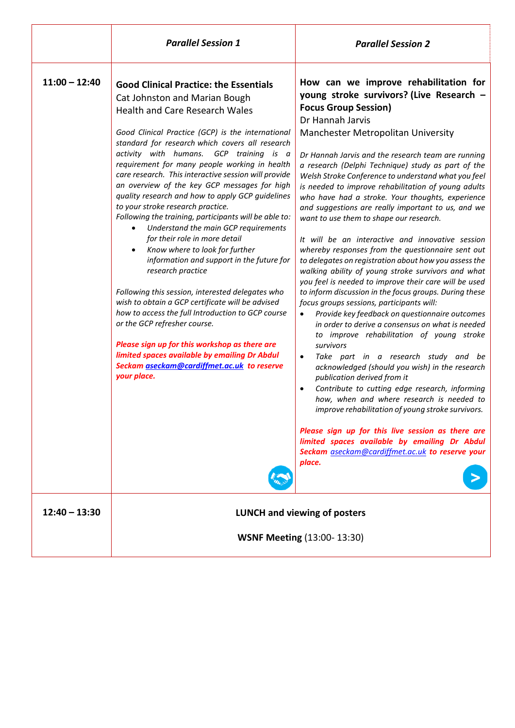| | *Parallel Session 1* | *Parallel Session 2* |
|---|---|---|
| **11:00 – 12:40** | **Good Clinical Practice: the Essentials**<br>Cat Johnston and Marian Bough<br>Health and Care Research Wales<br><br>*Good Clinical Practice (GCP) is the international standard for research which covers all research activity with humans. GCP training is a requirement for many people working in health care research. This interactive session will provide an overview of the key GCP messages for high quality research and how to apply GCP guidelines to your stroke research practice.*<br>*Following the training, participants will be able to:*<br>• *Understand the main GCP requirements for their role in more detail*<br>• *Know where to look for further information and support in the future for research practice*<br><br>*Following this session, interested delegates who wish to obtain a GCP certificate will be advised how to access the full Introduction to GCP course or the GCP refresher course.*<br><br>***Please sign up for this workshop as there are limited spaces available by emailing Dr Abdul Seckam aseckam@cardiffmet.ac.uk to reserve your place.*** | **How can we improve rehabilitation for young stroke survivors? (Live Research – Focus Group Session)**<br>Dr Hannah Jarvis<br>Manchester Metropolitan University<br><br>*Dr Hannah Jarvis and the research team are running a research (Delphi Technique) study as part of the Welsh Stroke Conference to understand what you feel is needed to improve rehabilitation of young adults who have had a stroke. Your thoughts, experience and suggestions are really important to us, and we want to use them to shape our research.*<br><br>*It will be an interactive and innovative session whereby responses from the questionnaire sent out to delegates on registration about how you assess the walking ability of young stroke survivors and what you feel is needed to improve their care will be used to inform discussion in the focus groups. During these focus groups sessions, participants will:*<br>• *Provide key feedback on questionnaire outcomes in order to derive a consensus on what is needed to improve rehabilitation of young stroke survivors*<br>• *Take part in a research study and be acknowledged (should you wish) in the research publication derived from it*<br>• *Contribute to cutting edge research, informing how, when and where research is needed to improve rehabilitation of young stroke survivors.*<br><br>***Please sign up for this live session as there are limited spaces available by emailing Dr Abdul Seckam aseckam@cardiffmet.ac.uk to reserve your place.*** |
| **12:40 – 13:30** | **LUNCH and viewing of posters**<br><br>**WSNF Meeting** (13:00- 13:30) | |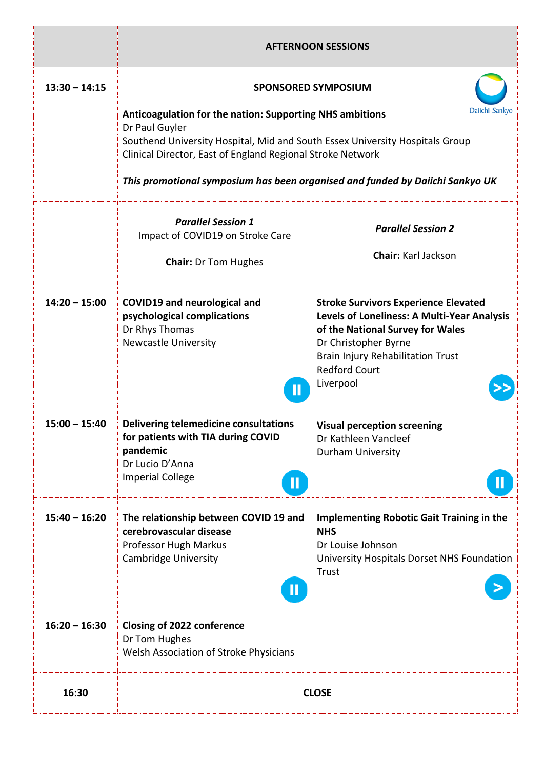| | AFTERNOON SESSIONS | |
|---|---|---|
| 13:30 – 14:15 | **SPONSORED SYMPOSIUM**<br>Daiichi-Sankyo<br>**Anticoagulation for the nation: Supporting NHS ambitions**<br>Dr Paul Guyler<br>Southend University Hospital, Mid and South Essex University Hospitals Group<br>Clinical Director, East of England Regional Stroke Network<br>***This promotional symposium has been organised and funded by Daiichi Sankyo UK*** | |
| | ***Parallel Session 1***<br>Impact of COVID19 on Stroke Care<br>**Chair:** Dr Tom Hughes | ***Parallel Session 2***<br>**Chair:** Karl Jackson |
| 14:20 – 15:00 | **COVID19 and neurological and psychological complications**<br>Dr Rhys Thomas<br>Newcastle University | **Stroke Survivors Experience Elevated Levels of Loneliness: A Multi-Year Analysis of the National Survey for Wales**<br>Dr Christopher Byrne<br>Brain Injury Rehabilitation Trust<br>Redford Court<br>Liverpool |
| 15:00 – 15:40 | **Delivering telemedicine consultations for patients with TIA during COVID pandemic**<br>Dr Lucio D'Anna<br>Imperial College | **Visual perception screening**<br>Dr Kathleen Vancleef<br>Durham University |
| 15:40 – 16:20 | **The relationship between COVID 19 and cerebrovascular disease**<br>Professor Hugh Markus<br>Cambridge University | **Implementing Robotic Gait Training in the NHS**<br>Dr Louise Johnson<br>University Hospitals Dorset NHS Foundation Trust |
| 16:20 – 16:30 | **Closing of 2022 conference**<br>Dr Tom Hughes<br>Welsh Association of Stroke Physicians | |
| 16:30 | **CLOSE** | |